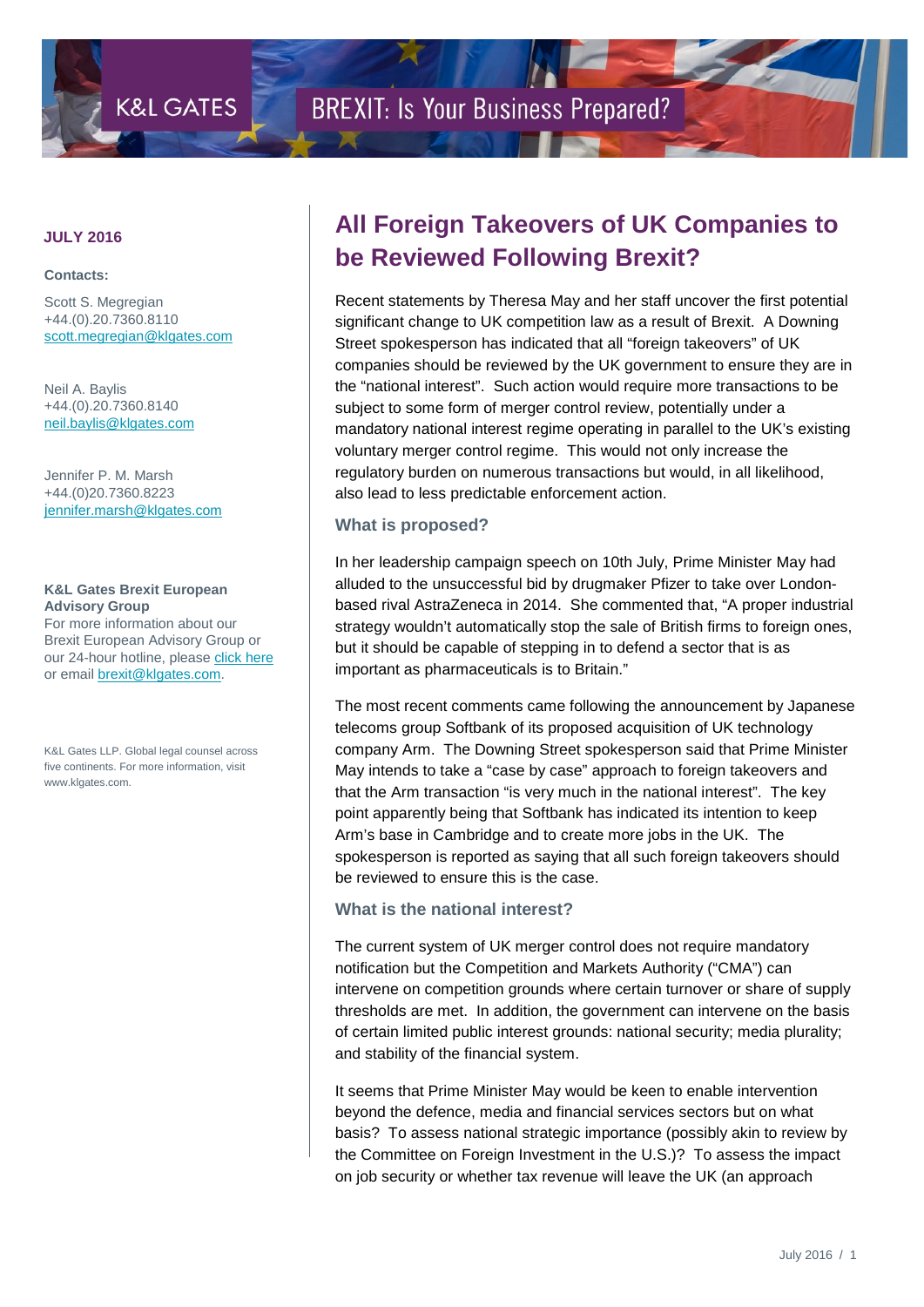K&L GATES

BREXIT: Is Your Business Prepared?

**JULY 2016**

**Contacts:**

Scott S. Megregian
+44.(0).20.7360.8110
scott.megregian@klgates.com

Neil A. Baylis
+44.(0).20.7360.8140
neil.baylis@klgates.com

Jennifer P. M. Marsh
+44.(0)20.7360.8223
jennifer.marsh@klgates.com

**K&L Gates Brexit European Advisory Group**
For more information about our Brexit European Advisory Group or our 24-hour hotline, please click here or email brexit@klgates.com.

K&L Gates LLP. Global legal counsel across five continents. For more information, visit www.klgates.com.

# All Foreign Takeovers of UK Companies to be Reviewed Following Brexit?

Recent statements by Theresa May and her staff uncover the first potential significant change to UK competition law as a result of Brexit. A Downing Street spokesperson has indicated that all "foreign takeovers" of UK companies should be reviewed by the UK government to ensure they are in the "national interest". Such action would require more transactions to be subject to some form of merger control review, potentially under a mandatory national interest regime operating in parallel to the UK's existing voluntary merger control regime. This would not only increase the regulatory burden on numerous transactions but would, in all likelihood, also lead to less predictable enforcement action.

## What is proposed?

In her leadership campaign speech on 10th July, Prime Minister May had alluded to the unsuccessful bid by drugmaker Pfizer to take over London-based rival AstraZeneca in 2014. She commented that, "A proper industrial strategy wouldn't automatically stop the sale of British firms to foreign ones, but it should be capable of stepping in to defend a sector that is as important as pharmaceuticals is to Britain."

The most recent comments came following the announcement by Japanese telecoms group Softbank of its proposed acquisition of UK technology company Arm. The Downing Street spokesperson said that Prime Minister May intends to take a "case by case" approach to foreign takeovers and that the Arm transaction "is very much in the national interest". The key point apparently being that Softbank has indicated its intention to keep Arm's base in Cambridge and to create more jobs in the UK. The spokesperson is reported as saying that all such foreign takeovers should be reviewed to ensure this is the case.

## What is the national interest?

The current system of UK merger control does not require mandatory notification but the Competition and Markets Authority ("CMA") can intervene on competition grounds where certain turnover or share of supply thresholds are met. In addition, the government can intervene on the basis of certain limited public interest grounds: national security; media plurality; and stability of the financial system.

It seems that Prime Minister May would be keen to enable intervention beyond the defence, media and financial services sectors but on what basis? To assess national strategic importance (possibly akin to review by the Committee on Foreign Investment in the U.S.)? To assess the impact on job security or whether tax revenue will leave the UK (an approach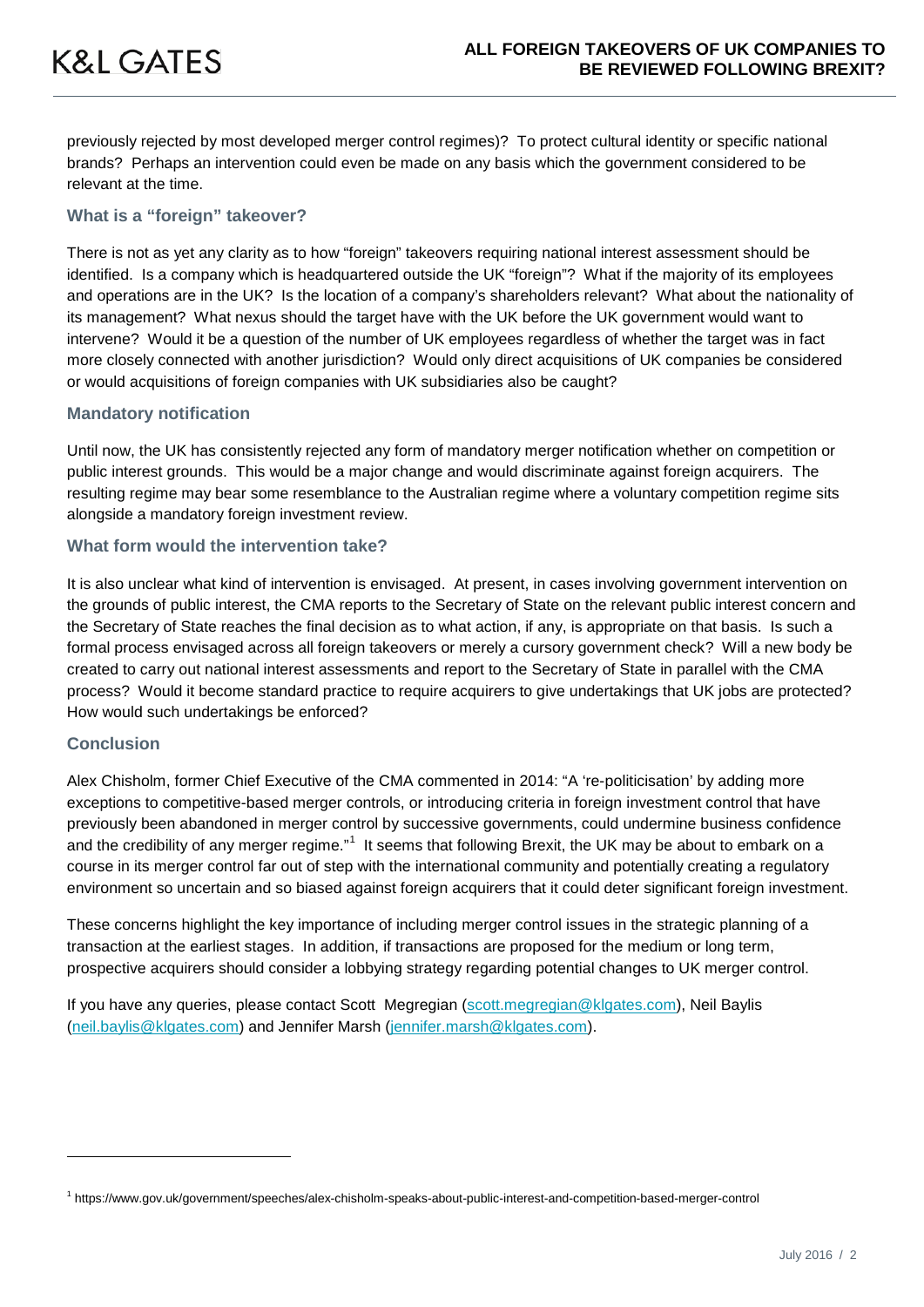previously rejected by most developed merger control regimes)? To protect cultural identity or specific national brands? Perhaps an intervention could even be made on any basis which the government considered to be relevant at the time.

### What is a "foreign" takeover?

There is not as yet any clarity as to how "foreign" takeovers requiring national interest assessment should be identified. Is a company which is headquartered outside the UK "foreign"? What if the majority of its employees and operations are in the UK? Is the location of a company's shareholders relevant? What about the nationality of its management? What nexus should the target have with the UK before the UK government would want to intervene? Would it be a question of the number of UK employees regardless of whether the target was in fact more closely connected with another jurisdiction? Would only direct acquisitions of UK companies be considered or would acquisitions of foreign companies with UK subsidiaries also be caught?

### Mandatory notification

Until now, the UK has consistently rejected any form of mandatory merger notification whether on competition or public interest grounds. This would be a major change and would discriminate against foreign acquirers. The resulting regime may bear some resemblance to the Australian regime where a voluntary competition regime sits alongside a mandatory foreign investment review.

### What form would the intervention take?

It is also unclear what kind of intervention is envisaged. At present, in cases involving government intervention on the grounds of public interest, the CMA reports to the Secretary of State on the relevant public interest concern and the Secretary of State reaches the final decision as to what action, if any, is appropriate on that basis. Is such a formal process envisaged across all foreign takeovers or merely a cursory government check? Will a new body be created to carry out national interest assessments and report to the Secretary of State in parallel with the CMA process? Would it become standard practice to require acquirers to give undertakings that UK jobs are protected? How would such undertakings be enforced?

### Conclusion

Alex Chisholm, former Chief Executive of the CMA commented in 2014: "A 're-politicisation' by adding more exceptions to competitive-based merger controls, or introducing criteria in foreign investment control that have previously been abandoned in merger control by successive governments, could undermine business confidence and the credibility of any merger regime."[1] It seems that following Brexit, the UK may be about to embark on a course in its merger control far out of step with the international community and potentially creating a regulatory environment so uncertain and so biased against foreign acquirers that it could deter significant foreign investment.

These concerns highlight the key importance of including merger control issues in the strategic planning of a transaction at the earliest stages. In addition, if transactions are proposed for the medium or long term, prospective acquirers should consider a lobbying strategy regarding potential changes to UK merger control.

If you have any queries, please contact Scott Megregian (scott.megregian@klgates.com), Neil Baylis (neil.baylis@klgates.com) and Jennifer Marsh (jennifer.marsh@klgates.com).

---

[1] https://www.gov.uk/government/speeches/alex-chisholm-speaks-about-public-interest-and-competition-based-merger-control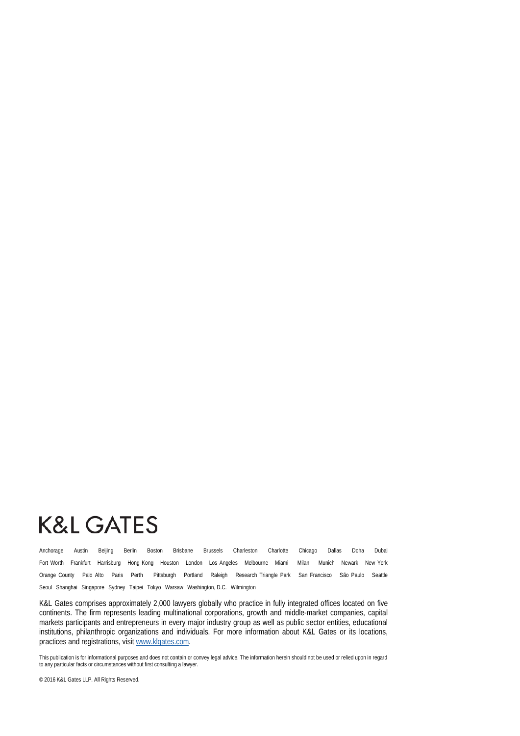# K&L GATES

Anchorage Austin Beijing Berlin Boston Brisbane Brussels Charleston Charlotte Chicago Dallas Doha Dubai
Fort Worth Frankfurt Harrisburg Hong Kong Houston London Los Angeles Melbourne Miami Milan Munich Newark New York
Orange County Palo Alto Paris Perth Pittsburgh Portland Raleigh Research Triangle Park San Francisco São Paulo Seattle
Seoul Shanghai Singapore Sydney Taipei Tokyo Warsaw Washington, D.C. Wilmington

K&L Gates comprises approximately 2,000 lawyers globally who practice in fully integrated offices located on five continents. The firm represents leading multinational corporations, growth and middle-market companies, capital markets participants and entrepreneurs in every major industry group as well as public sector entities, educational institutions, philanthropic organizations and individuals. For more information about K&L Gates or its locations, practices and registrations, visit [www.klgates.com](http://www.klgates.com).

This publication is for informational purposes and does not contain or convey legal advice. The information herein should not be used or relied upon in regard to any particular facts or circumstances without first consulting a lawyer.

© 2016 K&L Gates LLP. All Rights Reserved.